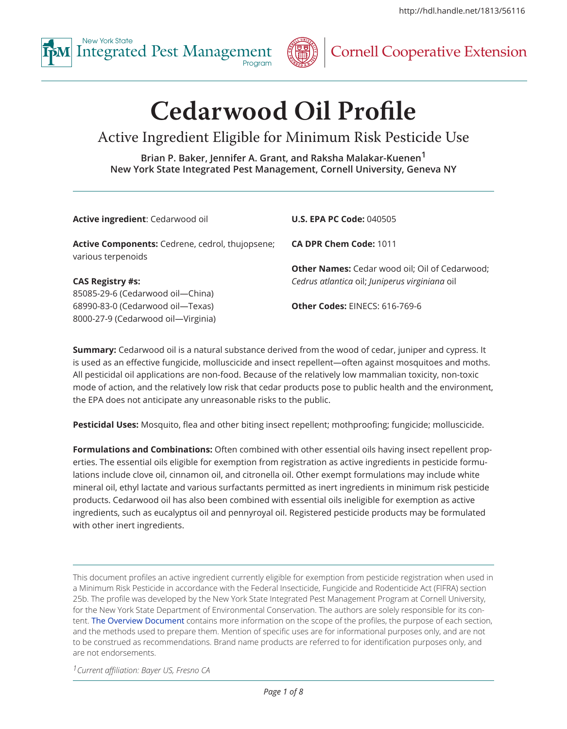# Cedarwood Oil Profile

## Active Ingredient Eligible for Minimum Risk Pesticide Use

**Brian P. Baker, Jennifer A. Grant, and Raksha Malakar-Kuenen[1]**
**New York State Integrated Pest Management, Cornell University, Geneva NY**

---

**Active ingredient**: Cedarwood oil

**Active Components:** Cedrene, cedrol, thujopsene; various terpenoids

**CAS Registry #s:**
85085-29-6 (Cedarwood oil—China)
68990-83-0 (Cedarwood oil—Texas)
8000-27-9 (Cedarwood oil—Virginia)

**U.S. EPA PC Code:** 040505

**CA DPR Chem Code:** 1011

**Other Names:** Cedar wood oil; Oil of Cedarwood; *Cedrus atlantica* oil; *Juniperus virginiana* oil

**Other Codes:** EINECS: 616-769-6

**Summary:** Cedarwood oil is a natural substance derived from the wood of cedar, juniper and cypress. It is used as an effective fungicide, molluscicide and insect repellent—often against mosquitoes and moths. All pesticidal oil applications are non-food. Because of the relatively low mammalian toxicity, non-toxic mode of action, and the relatively low risk that cedar products pose to public health and the environment, the EPA does not anticipate any unreasonable risks to the public.

**Pesticidal Uses:** Mosquito, flea and other biting insect repellent; mothproofing; fungicide; molluscicide.

**Formulations and Combinations:** Often combined with other essential oils having insect repellent properties. The essential oils eligible for exemption from registration as active ingredients in pesticide formulations include clove oil, cinnamon oil, and citronella oil. Other exempt formulations may include white mineral oil, ethyl lactate and various surfactants permitted as inert ingredients in minimum risk pesticide products. Cedarwood oil has also been combined with essential oils ineligible for exemption as active ingredients, such as eucalyptus oil and pennyroyal oil. Registered pesticide products may be formulated with other inert ingredients.

---

This document profiles an active ingredient currently eligible for exemption from pesticide registration when used in a Minimum Risk Pesticide in accordance with the Federal Insecticide, Fungicide and Rodenticide Act (FIFRA) section 25b. The profile was developed by the New York State Integrated Pest Management Program at Cornell University, for the New York State Department of Environmental Conservation. The authors are solely responsible for its content. The Overview Document contains more information on the scope of the profiles, the purpose of each section, and the methods used to prepare them. Mention of specific uses are for informational purposes only, and are not to be construed as recommendations. Brand name products are referred to for identification purposes only, and are not endorsements.

[1] *Current affiliation: Bayer US, Fresno CA*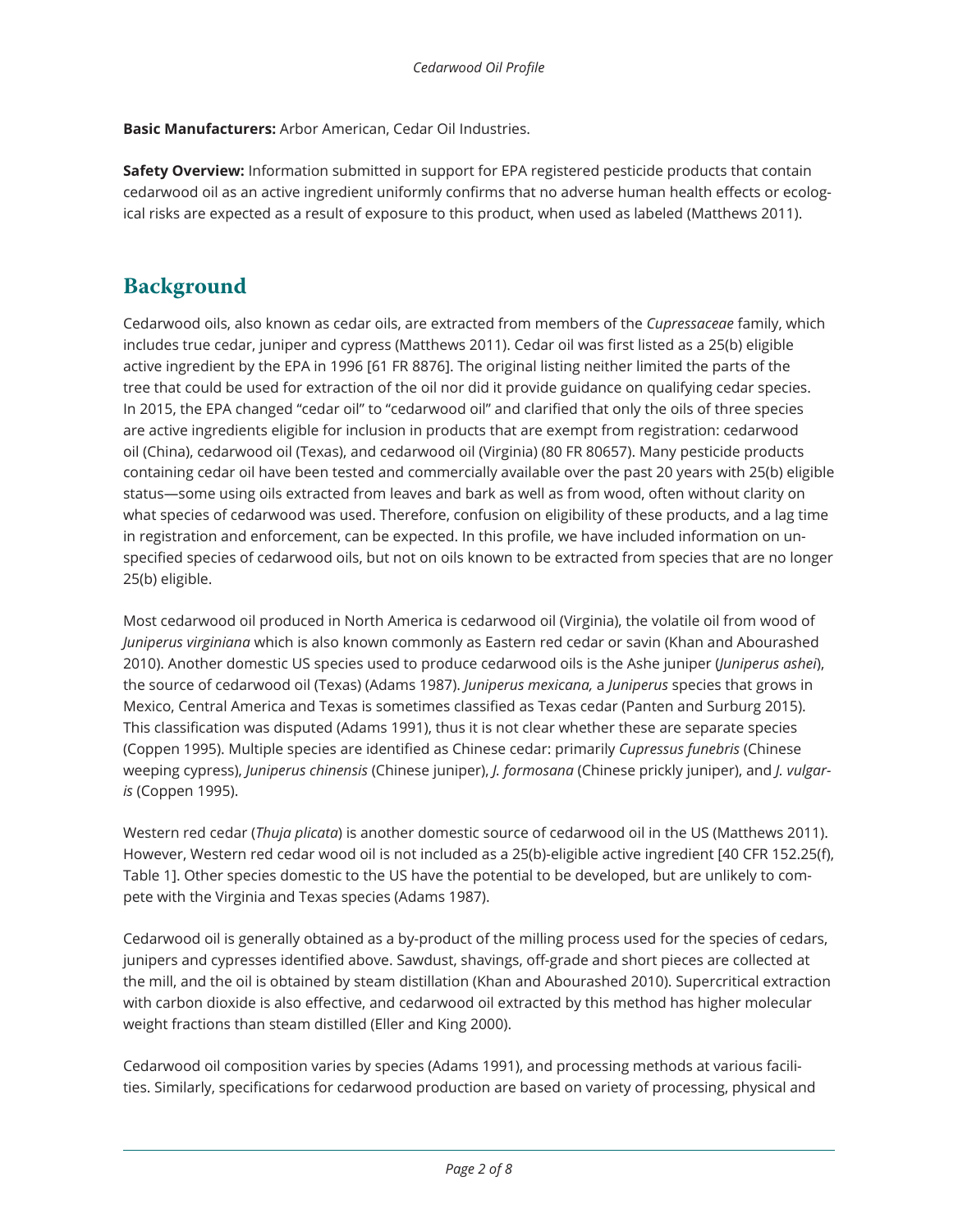**Basic Manufacturers:** Arbor American, Cedar Oil Industries.

**Safety Overview:** Information submitted in support for EPA registered pesticide products that contain cedarwood oil as an active ingredient uniformly confirms that no adverse human health effects or ecological risks are expected as a result of exposure to this product, when used as labeled (Matthews 2011).

## Background

Cedarwood oils, also known as cedar oils, are extracted from members of the *Cupressaceae* family, which includes true cedar, juniper and cypress (Matthews 2011). Cedar oil was first listed as a 25(b) eligible active ingredient by the EPA in 1996 [61 FR 8876]. The original listing neither limited the parts of the tree that could be used for extraction of the oil nor did it provide guidance on qualifying cedar species. In 2015, the EPA changed "cedar oil" to "cedarwood oil" and clarified that only the oils of three species are active ingredients eligible for inclusion in products that are exempt from registration: cedarwood oil (China), cedarwood oil (Texas), and cedarwood oil (Virginia) (80 FR 80657). Many pesticide products containing cedar oil have been tested and commercially available over the past 20 years with 25(b) eligible status—some using oils extracted from leaves and bark as well as from wood, often without clarity on what species of cedarwood was used. Therefore, confusion on eligibility of these products, and a lag time in registration and enforcement, can be expected. In this profile, we have included information on unspecified species of cedarwood oils, but not on oils known to be extracted from species that are no longer 25(b) eligible.

Most cedarwood oil produced in North America is cedarwood oil (Virginia), the volatile oil from wood of *Juniperus virginiana* which is also known commonly as Eastern red cedar or savin (Khan and Abourashed 2010). Another domestic US species used to produce cedarwood oils is the Ashe juniper (*Juniperus ashei*), the source of cedarwood oil (Texas) (Adams 1987). *Juniperus mexicana,* a *Juniperus* species that grows in Mexico, Central America and Texas is sometimes classified as Texas cedar (Panten and Surburg 2015). This classification was disputed (Adams 1991), thus it is not clear whether these are separate species (Coppen 1995). Multiple species are identified as Chinese cedar: primarily *Cupressus funebris* (Chinese weeping cypress), *Juniperus chinensis* (Chinese juniper), *J. formosana* (Chinese prickly juniper), and *J. vulgaris* (Coppen 1995).

Western red cedar (*Thuja plicata*) is another domestic source of cedarwood oil in the US (Matthews 2011). However, Western red cedar wood oil is not included as a 25(b)-eligible active ingredient [40 CFR 152.25(f), Table 1]. Other species domestic to the US have the potential to be developed, but are unlikely to compete with the Virginia and Texas species (Adams 1987).

Cedarwood oil is generally obtained as a by-product of the milling process used for the species of cedars, junipers and cypresses identified above. Sawdust, shavings, off-grade and short pieces are collected at the mill, and the oil is obtained by steam distillation (Khan and Abourashed 2010). Supercritical extraction with carbon dioxide is also effective, and cedarwood oil extracted by this method has higher molecular weight fractions than steam distilled (Eller and King 2000).

Cedarwood oil composition varies by species (Adams 1991), and processing methods at various facilities. Similarly, specifications for cedarwood production are based on variety of processing, physical and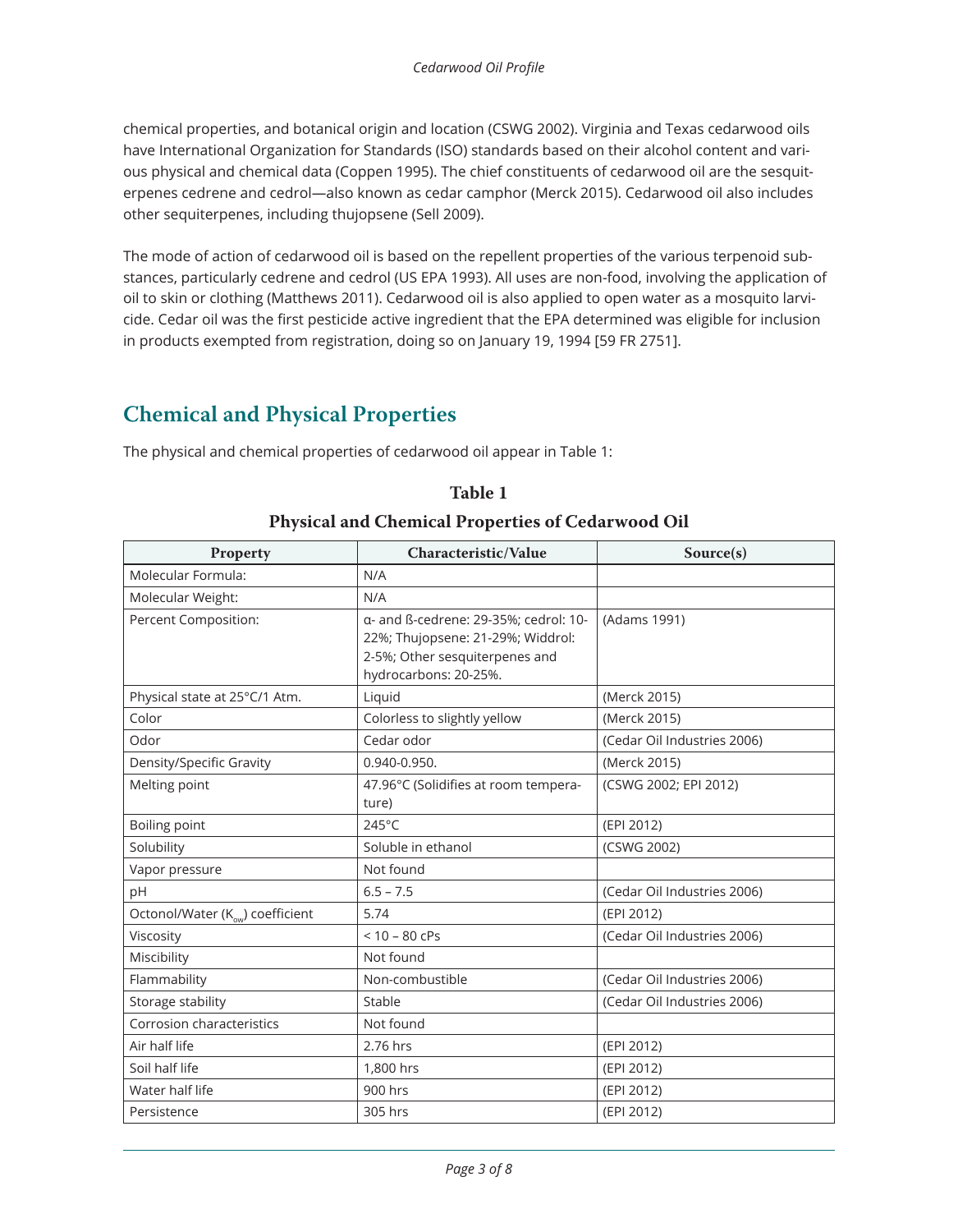chemical properties, and botanical origin and location (CSWG 2002). Virginia and Texas cedarwood oils have International Organization for Standards (ISO) standards based on their alcohol content and various physical and chemical data (Coppen 1995). The chief constituents of cedarwood oil are the sesquiterpenes cedrene and cedrol—also known as cedar camphor (Merck 2015). Cedarwood oil also includes other sequiterpenes, including thujopsene (Sell 2009).

The mode of action of cedarwood oil is based on the repellent properties of the various terpenoid substances, particularly cedrene and cedrol (US EPA 1993). All uses are non-food, involving the application of oil to skin or clothing (Matthews 2011). Cedarwood oil is also applied to open water as a mosquito larvicide. Cedar oil was the first pesticide active ingredient that the EPA determined was eligible for inclusion in products exempted from registration, doing so on January 19, 1994 [59 FR 2751].

## Chemical and Physical Properties

The physical and chemical properties of cedarwood oil appear in Table 1:

**Table 1**

**Physical and Chemical Properties of Cedarwood Oil**

| Property | Characteristic/Value | Source(s) |
|---|---|---|
| Molecular Formula: | N/A | |
| Molecular Weight: | N/A | |
| Percent Composition: | α- and ß-cedrene: 29-35%; cedrol: 10-22%; Thujopsene: 21-29%; Widdrol: 2-5%; Other sesquiterpenes and hydrocarbons: 20-25%. | (Adams 1991) |
| Physical state at 25°C/1 Atm. | Liquid | (Merck 2015) |
| Color | Colorless to slightly yellow | (Merck 2015) |
| Odor | Cedar odor | (Cedar Oil Industries 2006) |
| Density/Specific Gravity | 0.940-0.950. | (Merck 2015) |
| Melting point | 47.96°C (Solidifies at room temperature) | (CSWG 2002; EPI 2012) |
| Boiling point | 245°C | (EPI 2012) |
| Solubility | Soluble in ethanol | (CSWG 2002) |
| Vapor pressure | Not found | |
| pH | 6.5 – 7.5 | (Cedar Oil Industries 2006) |
| Octonol/Water ($K_{ow}$) coefficient | 5.74 | (EPI 2012) |
| Viscosity | < 10 – 80 cPs | (Cedar Oil Industries 2006) |
| Miscibility | Not found | |
| Flammability | Non-combustible | (Cedar Oil Industries 2006) |
| Storage stability | Stable | (Cedar Oil Industries 2006) |
| Corrosion characteristics | Not found | |
| Air half life | 2.76 hrs | (EPI 2012) |
| Soil half life | 1,800 hrs | (EPI 2012) |
| Water half life | 900 hrs | (EPI 2012) |
| Persistence | 305 hrs | (EPI 2012) |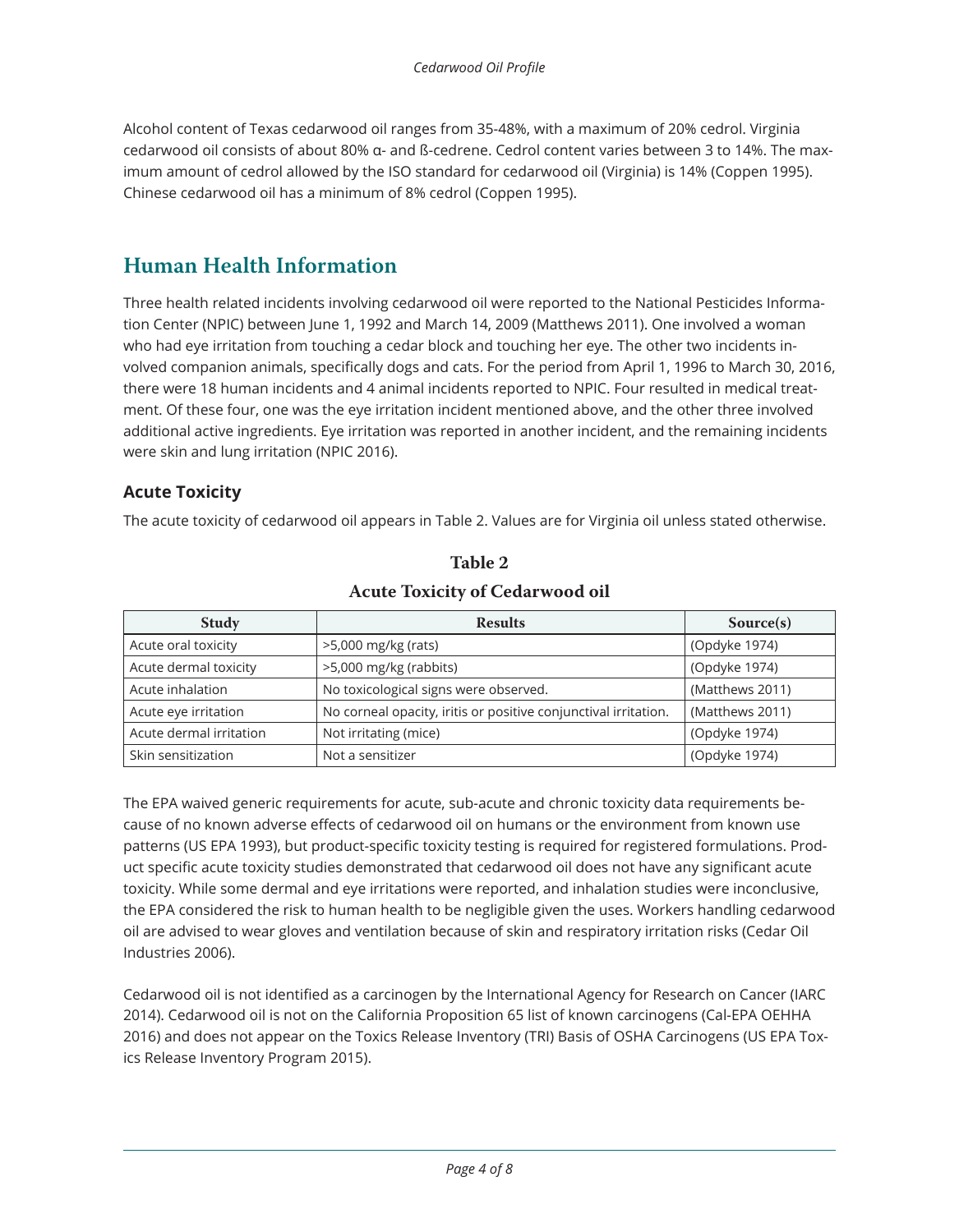Alcohol content of Texas cedarwood oil ranges from 35-48%, with a maximum of 20% cedrol. Virginia cedarwood oil consists of about 80% α- and ß-cedrene. Cedrol content varies between 3 to 14%. The maximum amount of cedrol allowed by the ISO standard for cedarwood oil (Virginia) is 14% (Coppen 1995). Chinese cedarwood oil has a minimum of 8% cedrol (Coppen 1995).

## Human Health Information

Three health related incidents involving cedarwood oil were reported to the National Pesticides Information Center (NPIC) between June 1, 1992 and March 14, 2009 (Matthews 2011). One involved a woman who had eye irritation from touching a cedar block and touching her eye. The other two incidents involved companion animals, specifically dogs and cats. For the period from April 1, 1996 to March 30, 2016, there were 18 human incidents and 4 animal incidents reported to NPIC. Four resulted in medical treatment. Of these four, one was the eye irritation incident mentioned above, and the other three involved additional active ingredients. Eye irritation was reported in another incident, and the remaining incidents were skin and lung irritation (NPIC 2016).

### Acute Toxicity

The acute toxicity of cedarwood oil appears in Table 2. Values are for Virginia oil unless stated otherwise.

**Table 2**

**Acute Toxicity of Cedarwood oil**

| Study | Results | Source(s) |
|---|---|---|
| Acute oral toxicity | >5,000 mg/kg (rats) | (Opdyke 1974) |
| Acute dermal toxicity | >5,000 mg/kg (rabbits) | (Opdyke 1974) |
| Acute inhalation | No toxicological signs were observed. | (Matthews 2011) |
| Acute eye irritation | No corneal opacity, iritis or positive conjunctival irritation. | (Matthews 2011) |
| Acute dermal irritation | Not irritating (mice) | (Opdyke 1974) |
| Skin sensitization | Not a sensitizer | (Opdyke 1974) |

The EPA waived generic requirements for acute, sub-acute and chronic toxicity data requirements because of no known adverse effects of cedarwood oil on humans or the environment from known use patterns (US EPA 1993), but product-specific toxicity testing is required for registered formulations. Product specific acute toxicity studies demonstrated that cedarwood oil does not have any significant acute toxicity. While some dermal and eye irritations were reported, and inhalation studies were inconclusive, the EPA considered the risk to human health to be negligible given the uses. Workers handling cedarwood oil are advised to wear gloves and ventilation because of skin and respiratory irritation risks (Cedar Oil Industries 2006).

Cedarwood oil is not identified as a carcinogen by the International Agency for Research on Cancer (IARC 2014). Cedarwood oil is not on the California Proposition 65 list of known carcinogens (Cal-EPA OEHHA 2016) and does not appear on the Toxics Release Inventory (TRI) Basis of OSHA Carcinogens (US EPA Toxics Release Inventory Program 2015).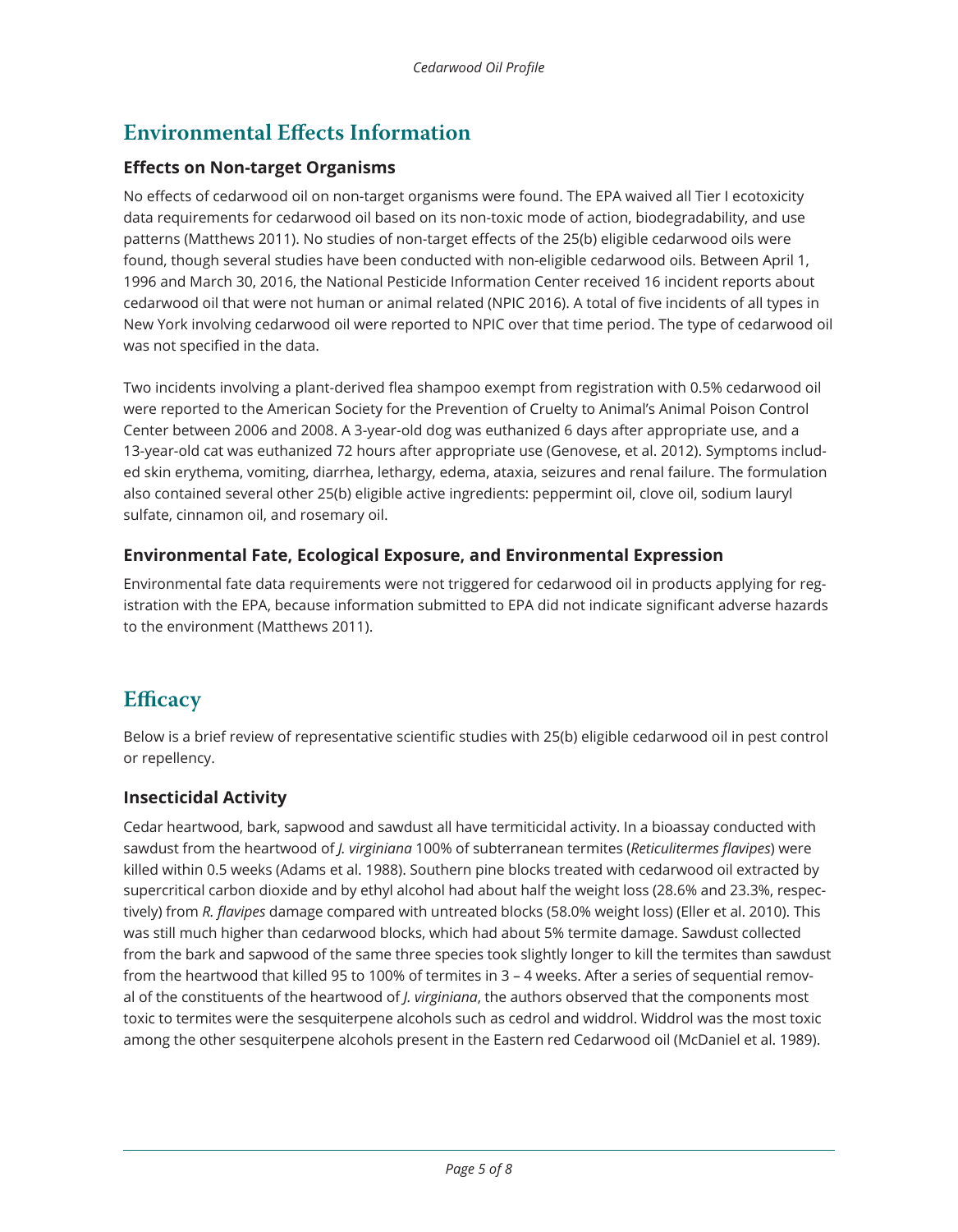## Environmental Effects Information

### Effects on Non-target Organisms

No effects of cedarwood oil on non-target organisms were found. The EPA waived all Tier I ecotoxicity data requirements for cedarwood oil based on its non-toxic mode of action, biodegradability, and use patterns (Matthews 2011). No studies of non-target effects of the 25(b) eligible cedarwood oils were found, though several studies have been conducted with non-eligible cedarwood oils. Between April 1, 1996 and March 30, 2016, the National Pesticide Information Center received 16 incident reports about cedarwood oil that were not human or animal related (NPIC 2016). A total of five incidents of all types in New York involving cedarwood oil were reported to NPIC over that time period. The type of cedarwood oil was not specified in the data.

Two incidents involving a plant-derived flea shampoo exempt from registration with 0.5% cedarwood oil were reported to the American Society for the Prevention of Cruelty to Animal's Animal Poison Control Center between 2006 and 2008. A 3-year-old dog was euthanized 6 days after appropriate use, and a 13-year-old cat was euthanized 72 hours after appropriate use (Genovese, et al. 2012). Symptoms included skin erythema, vomiting, diarrhea, lethargy, edema, ataxia, seizures and renal failure. The formulation also contained several other 25(b) eligible active ingredients: peppermint oil, clove oil, sodium lauryl sulfate, cinnamon oil, and rosemary oil.

### Environmental Fate, Ecological Exposure, and Environmental Expression

Environmental fate data requirements were not triggered for cedarwood oil in products applying for registration with the EPA, because information submitted to EPA did not indicate significant adverse hazards to the environment (Matthews 2011).

## Efficacy

Below is a brief review of representative scientific studies with 25(b) eligible cedarwood oil in pest control or repellency.

### Insecticidal Activity

Cedar heartwood, bark, sapwood and sawdust all have termiticidal activity. In a bioassay conducted with sawdust from the heartwood of *J. virginiana* 100% of subterranean termites (*Reticulitermes flavipes*) were killed within 0.5 weeks (Adams et al. 1988). Southern pine blocks treated with cedarwood oil extracted by supercritical carbon dioxide and by ethyl alcohol had about half the weight loss (28.6% and 23.3%, respectively) from *R. flavipes* damage compared with untreated blocks (58.0% weight loss) (Eller et al. 2010). This was still much higher than cedarwood blocks, which had about 5% termite damage. Sawdust collected from the bark and sapwood of the same three species took slightly longer to kill the termites than sawdust from the heartwood that killed 95 to 100% of termites in 3 – 4 weeks. After a series of sequential removal of the constituents of the heartwood of *J. virginiana*, the authors observed that the components most toxic to termites were the sesquiterpene alcohols such as cedrol and widdrol. Widdrol was the most toxic among the other sesquiterpene alcohols present in the Eastern red Cedarwood oil (McDaniel et al. 1989).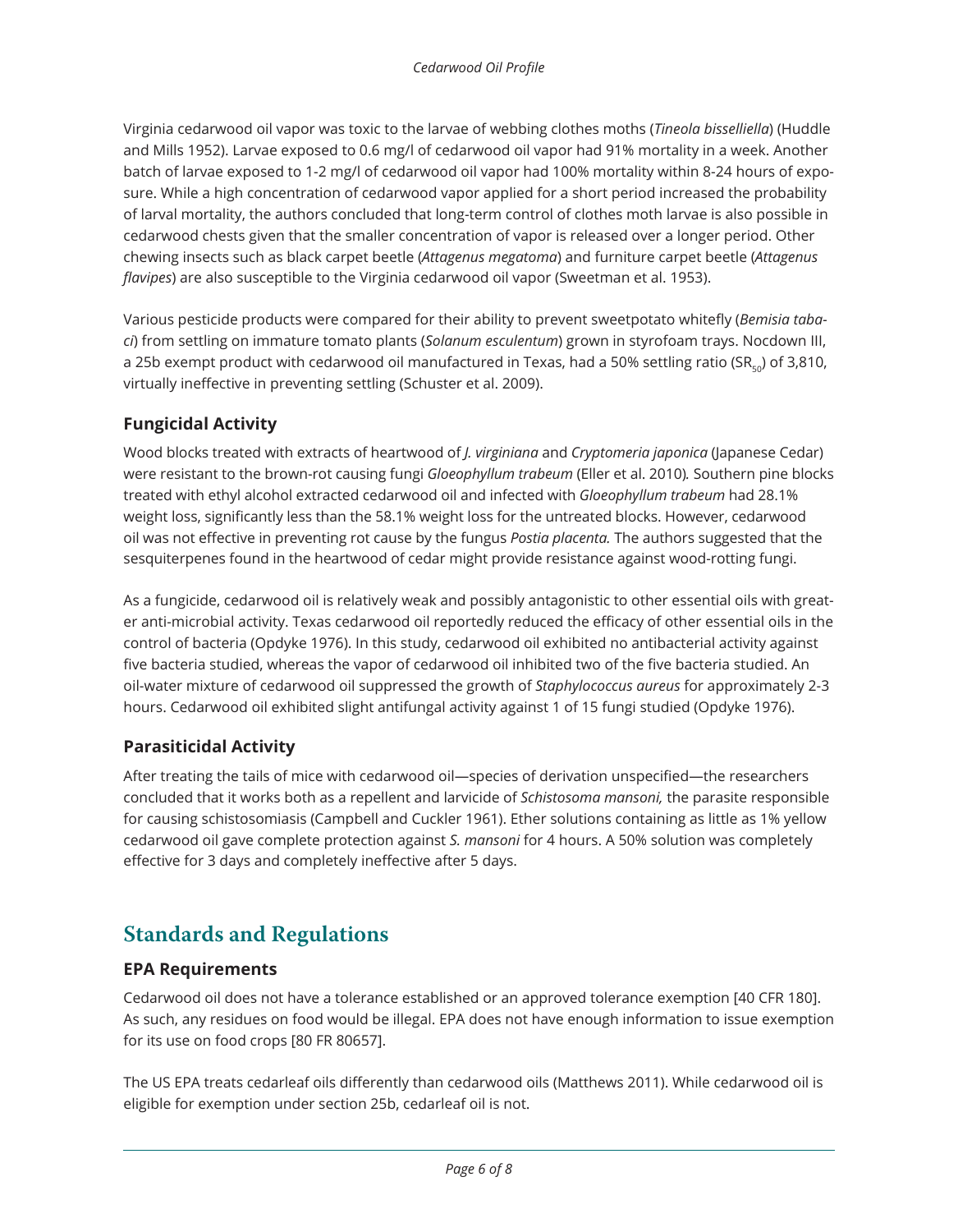Virginia cedarwood oil vapor was toxic to the larvae of webbing clothes moths (*Tineola bisselliella*) (Huddle and Mills 1952). Larvae exposed to 0.6 mg/l of cedarwood oil vapor had 91% mortality in a week. Another batch of larvae exposed to 1-2 mg/l of cedarwood oil vapor had 100% mortality within 8-24 hours of exposure. While a high concentration of cedarwood vapor applied for a short period increased the probability of larval mortality, the authors concluded that long-term control of clothes moth larvae is also possible in cedarwood chests given that the smaller concentration of vapor is released over a longer period. Other chewing insects such as black carpet beetle (*Attagenus megatoma*) and furniture carpet beetle (*Attagenus flavipes*) are also susceptible to the Virginia cedarwood oil vapor (Sweetman et al. 1953).

Various pesticide products were compared for their ability to prevent sweetpotato whitefly (*Bemisia tabaci*) from settling on immature tomato plants (*Solanum esculentum*) grown in styrofoam trays. Nocdown III, a 25b exempt product with cedarwood oil manufactured in Texas, had a 50% settling ratio ($SR_{50}$) of 3,810, virtually ineffective in preventing settling (Schuster et al. 2009).

### Fungicidal Activity

Wood blocks treated with extracts of heartwood of *J. virginiana* and *Cryptomeria japonica* (Japanese Cedar) were resistant to the brown-rot causing fungi *Gloeophyllum trabeum* (Eller et al. 2010). Southern pine blocks treated with ethyl alcohol extracted cedarwood oil and infected with *Gloeophyllum trabeum* had 28.1% weight loss, significantly less than the 58.1% weight loss for the untreated blocks. However, cedarwood oil was not effective in preventing rot cause by the fungus *Postia placenta.* The authors suggested that the sesquiterpenes found in the heartwood of cedar might provide resistance against wood-rotting fungi.

As a fungicide, cedarwood oil is relatively weak and possibly antagonistic to other essential oils with greater anti-microbial activity. Texas cedarwood oil reportedly reduced the efficacy of other essential oils in the control of bacteria (Opdyke 1976). In this study, cedarwood oil exhibited no antibacterial activity against five bacteria studied, whereas the vapor of cedarwood oil inhibited two of the five bacteria studied. An oil-water mixture of cedarwood oil suppressed the growth of *Staphylococcus aureus* for approximately 2-3 hours. Cedarwood oil exhibited slight antifungal activity against 1 of 15 fungi studied (Opdyke 1976).

### Parasiticidal Activity

After treating the tails of mice with cedarwood oil—species of derivation unspecified—the researchers concluded that it works both as a repellent and larvicide of *Schistosoma mansoni,* the parasite responsible for causing schistosomiasis (Campbell and Cuckler 1961). Ether solutions containing as little as 1% yellow cedarwood oil gave complete protection against *S. mansoni* for 4 hours. A 50% solution was completely effective for 3 days and completely ineffective after 5 days.

## Standards and Regulations

### EPA Requirements

Cedarwood oil does not have a tolerance established or an approved tolerance exemption [40 CFR 180]. As such, any residues on food would be illegal. EPA does not have enough information to issue exemption for its use on food crops [80 FR 80657].

The US EPA treats cedarleaf oils differently than cedarwood oils (Matthews 2011). While cedarwood oil is eligible for exemption under section 25b, cedarleaf oil is not.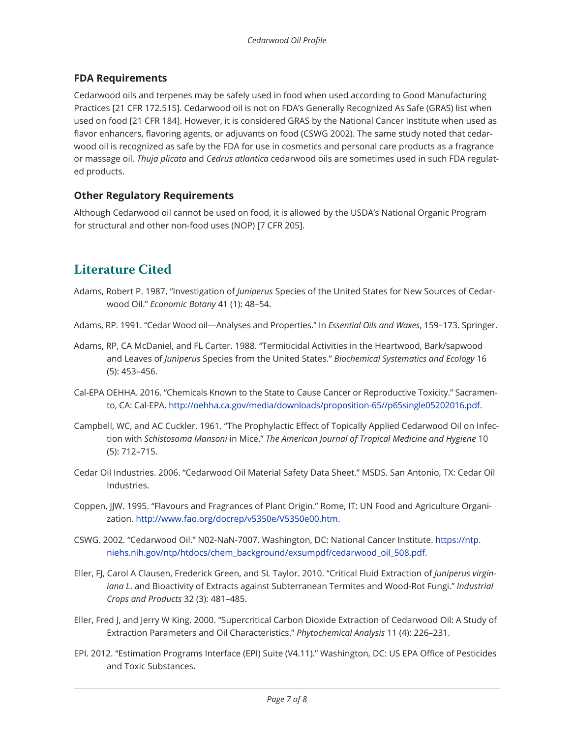### FDA Requirements

Cedarwood oils and terpenes may be safely used in food when used according to Good Manufacturing Practices [21 CFR 172.515]. Cedarwood oil is not on FDA's Generally Recognized As Safe (GRAS) list when used on food [21 CFR 184]. However, it is considered GRAS by the National Cancer Institute when used as flavor enhancers, flavoring agents, or adjuvants on food (CSWG 2002). The same study noted that cedarwood oil is recognized as safe by the FDA for use in cosmetics and personal care products as a fragrance or massage oil. *Thuja plicata* and *Cedrus atlantica* cedarwood oils are sometimes used in such FDA regulated products.

### Other Regulatory Requirements

Although Cedarwood oil cannot be used on food, it is allowed by the USDA's National Organic Program for structural and other non-food uses (NOP) [7 CFR 205].

## Literature Cited

Adams, Robert P. 1987. "Investigation of *Juniperus* Species of the United States for New Sources of Cedarwood Oil." *Economic Botany* 41 (1): 48–54.

Adams, RP. 1991. "Cedar Wood oil—Analyses and Properties." In *Essential Oils and Waxes*, 159–173. Springer.

Adams, RP, CA McDaniel, and FL Carter. 1988. "Termiticidal Activities in the Heartwood, Bark/sapwood and Leaves of *Juniperus* Species from the United States." *Biochemical Systematics and Ecology* 16 (5): 453–456.

Cal-EPA OEHHA. 2016. "Chemicals Known to the State to Cause Cancer or Reproductive Toxicity." Sacramento, CA: Cal-EPA. http://oehha.ca.gov/media/downloads/proposition-65//p65single05202016.pdf.

Campbell, WC, and AC Cuckler. 1961. "The Prophylactic Effect of Topically Applied Cedarwood Oil on Infection with *Schistosoma Mansoni* in Mice." *The American Journal of Tropical Medicine and Hygiene* 10 (5): 712–715.

Cedar Oil Industries. 2006. "Cedarwood Oil Material Safety Data Sheet." MSDS. San Antonio, TX: Cedar Oil Industries.

Coppen, JJW. 1995. "Flavours and Fragrances of Plant Origin." Rome, IT: UN Food and Agriculture Organization. http://www.fao.org/docrep/v5350e/V5350e00.htm.

CSWG. 2002. "Cedarwood Oil." N02-NaN-7007. Washington, DC: National Cancer Institute. https://ntp.niehs.nih.gov/ntp/htdocs/chem_background/exsumpdf/cedarwood_oil_508.pdf.

Eller, FJ, Carol A Clausen, Frederick Green, and SL Taylor. 2010. "Critical Fluid Extraction of *Juniperus virginiana L*. and Bioactivity of Extracts against Subterranean Termites and Wood-Rot Fungi." *Industrial Crops and Products* 32 (3): 481–485.

Eller, Fred J, and Jerry W King. 2000. "Supercritical Carbon Dioxide Extraction of Cedarwood Oil: A Study of Extraction Parameters and Oil Characteristics." *Phytochemical Analysis* 11 (4): 226–231.

EPI. 2012. "Estimation Programs Interface (EPI) Suite (V4.11)." Washington, DC: US EPA Office of Pesticides and Toxic Substances.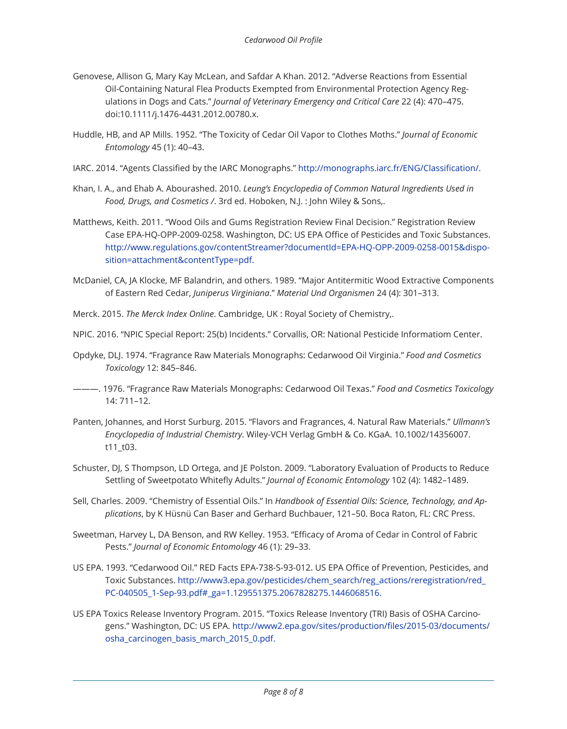Genovese, Allison G, Mary Kay McLean, and Safdar A Khan. 2012. "Adverse Reactions from Essential Oil-Containing Natural Flea Products Exempted from Environmental Protection Agency Regulations in Dogs and Cats." *Journal of Veterinary Emergency and Critical Care* 22 (4): 470–475. doi:10.1111/j.1476-4431.2012.00780.x.

Huddle, HB, and AP Mills. 1952. "The Toxicity of Cedar Oil Vapor to Clothes Moths." *Journal of Economic Entomology* 45 (1): 40–43.

IARC. 2014. "Agents Classified by the IARC Monographs." http://monographs.iarc.fr/ENG/Classification/.

Khan, I. A., and Ehab A. Abourashed. 2010. *Leung's Encyclopedia of Common Natural Ingredients Used in Food, Drugs, and Cosmetics /*. 3rd ed. Hoboken, N.J. : John Wiley & Sons,.

Matthews, Keith. 2011. "Wood Oils and Gums Registration Review Final Decision." Registration Review Case EPA-HQ-OPP-2009-0258. Washington, DC: US EPA Office of Pesticides and Toxic Substances. http://www.regulations.gov/contentStreamer?documentId=EPA-HQ-OPP-2009-0258-0015&disposition=attachment&contentType=pdf.

McDaniel, CA, JA Klocke, MF Balandrin, and others. 1989. "Major Antitermitic Wood Extractive Components of Eastern Red Cedar, *Juniperus Virginiana*." *Material Und Organismen* 24 (4): 301–313.

Merck. 2015. *The Merck Index Online*. Cambridge, UK : Royal Society of Chemistry,.

NPIC. 2016. "NPIC Special Report: 25(b) Incidents." Corvallis, OR: National Pesticide Informatiom Center.

Opdyke, DLJ. 1974. "Fragrance Raw Materials Monographs: Cedarwood Oil Virginia." *Food and Cosmetics Toxicology* 12: 845–846.

———. 1976. "Fragrance Raw Materials Monographs: Cedarwood Oil Texas." *Food and Cosmetics Toxicology* 14: 711–12.

Panten, Johannes, and Horst Surburg. 2015. "Flavors and Fragrances, 4. Natural Raw Materials." *Ullmann's Encyclopedia of Industrial Chemistry*. Wiley-VCH Verlag GmbH & Co. KGaA. 10.1002/14356007.t11_t03.

Schuster, DJ, S Thompson, LD Ortega, and JE Polston. 2009. "Laboratory Evaluation of Products to Reduce Settling of Sweetpotato Whitefly Adults." *Journal of Economic Entomology* 102 (4): 1482–1489.

Sell, Charles. 2009. "Chemistry of Essential Oils." In *Handbook of Essential Oils: Science, Technology, and Applications*, by K Hüsnü Can Baser and Gerhard Buchbauer, 121–50. Boca Raton, FL: CRC Press.

Sweetman, Harvey L, DA Benson, and RW Kelley. 1953. "Efficacy of Aroma of Cedar in Control of Fabric Pests." *Journal of Economic Entomology* 46 (1): 29–33.

US EPA. 1993. "Cedarwood Oil." RED Facts EPA-738-S-93-012. US EPA Office of Prevention, Pesticides, and Toxic Substances. http://www3.epa.gov/pesticides/chem_search/reg_actions/reregistration/red_PC-040505_1-Sep-93.pdf#_ga=1.129551375.2067828275.1446068516.

US EPA Toxics Release Inventory Program. 2015. "Toxics Release Inventory (TRI) Basis of OSHA Carcinogens." Washington, DC: US EPA. http://www2.epa.gov/sites/production/files/2015-03/documents/osha_carcinogen_basis_march_2015_0.pdf.